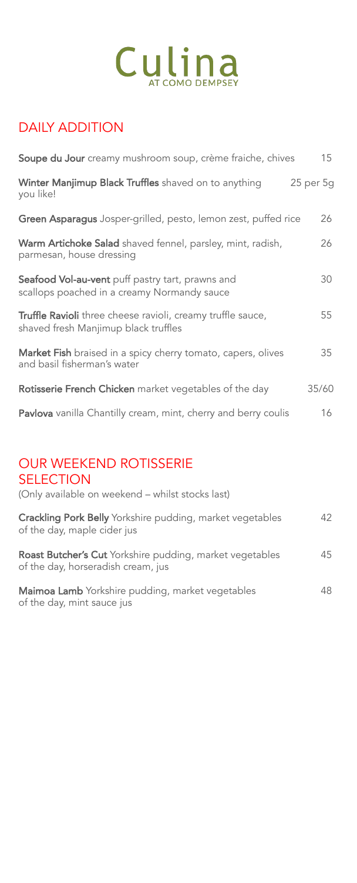# Culina

AT COMO DEMPSEY

## DAILY ADDITION

**Soupe du Jour** creamy mushroom soup, crème fraiche, chives 15

**Winter Manjimup Black Truffles** shaved on to anything you like! 25 per 5g

**Green Asparagus** Josper-grilled, pesto, lemon zest, puffed rice 26

**Warm Artichoke Salad** shaved fennel, parsley, mint, radish, parmesan, house dressing 26

**Seafood Vol-au-vent** puff pastry tart, prawns and scallops poached in a creamy Normandy sauce 30

**Truffle Ravioli** three cheese ravioli, creamy truffle sauce, shaved fresh Manjimup black truffles 55

**Market Fish** braised in a spicy cherry tomato, capers, olives and basil fisherman's water 35

**Rotisserie French Chicken** market vegetables of the day 35/60

**Pavlova** vanilla Chantilly cream, mint, cherry and berry coulis 16

## OUR WEEKEND ROTISSERIE SELECTION

(Only available on weekend – whilst stocks last)

**Crackling Pork Belly** Yorkshire pudding, market vegetables of the day, maple cider jus 42

**Roast Butcher's Cut** Yorkshire pudding, market vegetables of the day, horseradish cream, jus 45

**Maimoa Lamb** Yorkshire pudding, market vegetables of the day, mint sauce jus 48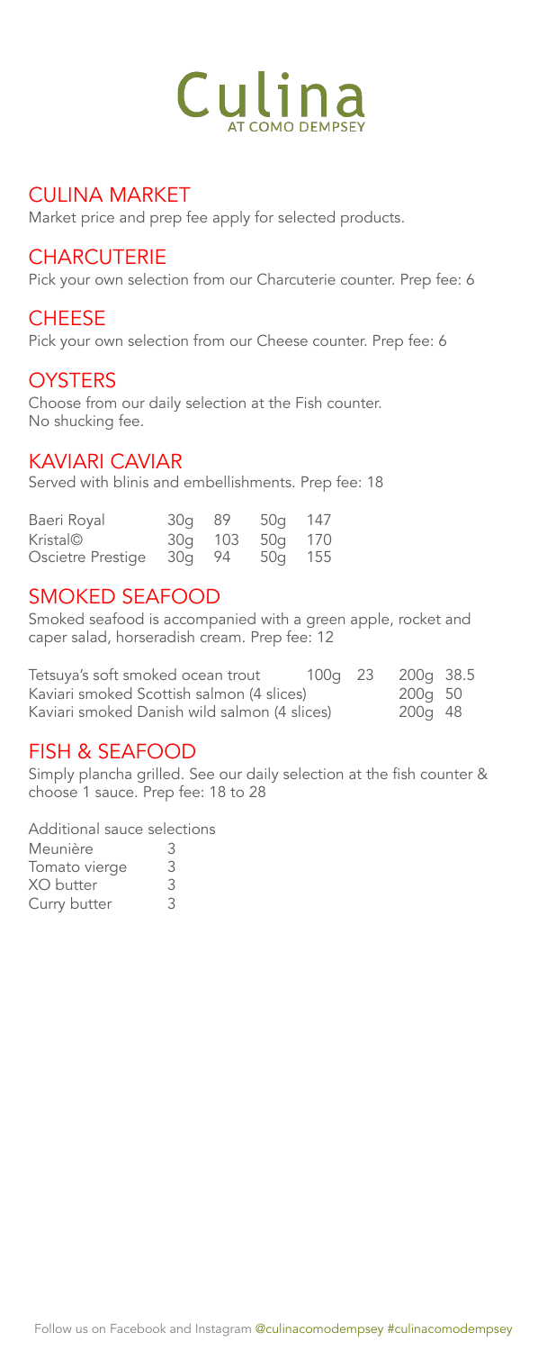# Culina

AT COMO DEMPSEY

## CULINA MARKET

Market price and prep fee apply for selected products.

## CHARCUTERIE

Pick your own selection from our Charcuterie counter. Prep fee: 6

## CHEESE

Pick your own selection from our Cheese counter. Prep fee: 6

## OYSTERS

Choose from our daily selection at the Fish counter.
No shucking fee.

## KAVIARI CAVIAR

Served with blinis and embellishments. Prep fee: 18

| | | | | |
|---|---|---|---|---|
| Baeri Royal | 30g | 89 | 50g | 147 |
| Kristal© | 30g | 103 | 50g | 170 |
| Oscietre Prestige | 30g | 94 | 50g | 155 |

## SMOKED SEAFOOD

Smoked seafood is accompanied with a green apple, rocket and caper salad, horseradish cream. Prep fee: 12

| | | | | |
|---|---|---|---|---|
| Tetsuya's soft smoked ocean trout | 100g | 23 | 200g | 38.5 |
| Kaviari smoked Scottish salmon (4 slices) | | | 200g | 50 |
| Kaviari smoked Danish wild salmon (4 slices) | | | 200g | 48 |

## FISH & SEAFOOD

Simply plancha grilled. See our daily selection at the fish counter & choose 1 sauce. Prep fee: 18 to 28

Additional sauce selections

| | |
|---|---|
| Meunière | 3 |
| Tomato vierge | 3 |
| XO butter | 3 |
| Curry butter | 3 |

Follow us on Facebook and Instagram @culinacomodempsey #culinacomodempsey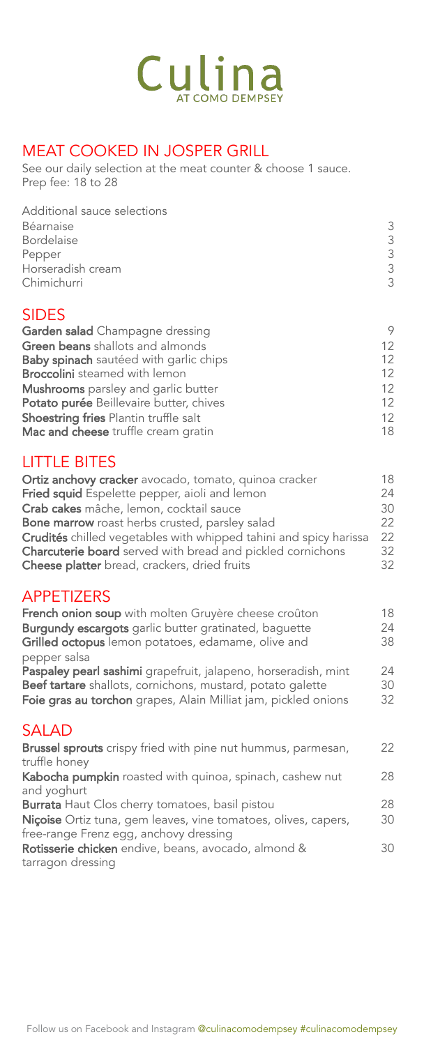# Culina

AT COMO DEMPSEY

## MEAT COOKED IN JOSPER GRILL

See our daily selection at the meat counter & choose 1 sauce.
Prep fee: 18 to 28

Additional sauce selections

| | |
|---|---|
| Béarnaise | 3 |
| Bordelaise | 3 |
| Pepper | 3 |
| Horseradish cream | 3 |
| Chimichurri | 3 |

## SIDES

| | |
|---|---|
| **Garden salad** Champagne dressing | 9 |
| **Green beans** shallots and almonds | 12 |
| **Baby spinach** sautéed with garlic chips | 12 |
| **Broccolini** steamed with lemon | 12 |
| **Mushrooms** parsley and garlic butter | 12 |
| **Potato purée** Beillevaire butter, chives | 12 |
| **Shoestring fries** Plantin truffle salt | 12 |
| **Mac and cheese** truffle cream gratin | 18 |

## LITTLE BITES

| | |
|---|---|
| **Ortiz anchovy cracker** avocado, tomato, quinoa cracker | 18 |
| **Fried squid** Espelette pepper, aioli and lemon | 24 |
| **Crab cakes** mâche, lemon, cocktail sauce | 30 |
| **Bone marrow** roast herbs crusted, parsley salad | 22 |
| **Crudités** chilled vegetables with whipped tahini and spicy harissa | 22 |
| **Charcuterie board** served with bread and pickled cornichons | 32 |
| **Cheese platter** bread, crackers, dried fruits | 32 |

## APPETIZERS

| | |
|---|---|
| **French onion soup** with molten Gruyère cheese croûton | 18 |
| **Burgundy escargots** garlic butter gratinated, baguette | 24 |
| **Grilled octopus** lemon potatoes, edamame, olive and pepper salsa | 38 |
| **Paspaley pearl sashimi** grapefruit, jalapeno, horseradish, mint | 24 |
| **Beef tartare** shallots, cornichons, mustard, potato galette | 30 |
| **Foie gras au torchon** grapes, Alain Milliat jam, pickled onions | 32 |

## SALAD

| | |
|---|---|
| **Brussel sprouts** crispy fried with pine nut hummus, parmesan, truffle honey | 22 |
| **Kabocha pumpkin** roasted with quinoa, spinach, cashew nut and yoghurt | 28 |
| **Burrata** Haut Clos cherry tomatoes, basil pistou | 28 |
| **Niçoise** Ortiz tuna, gem leaves, vine tomatoes, olives, capers, free-range Frenz egg, anchovy dressing | 30 |
| **Rotisserie chicken** endive, beans, avocado, almond & tarragon dressing | 30 |

Follow us on Facebook and Instagram @culinacomodempsey #culinacomodempsey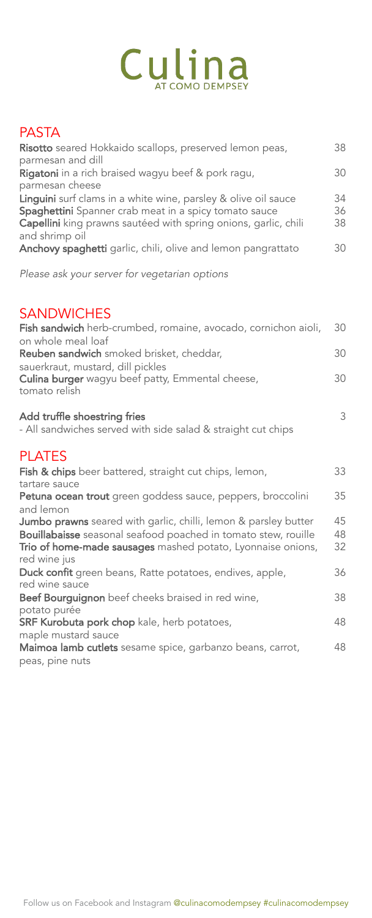# Culina

AT COMO DEMPSEY

## PASTA

| | |
|---|---|
| **Risotto** seared Hokkaido scallops, preserved lemon peas, parmesan and dill | 38 |
| **Rigatoni** in a rich braised wagyu beef & pork ragu, parmesan cheese | 30 |
| **Linguini** surf clams in a white wine, parsley & olive oil sauce | 34 |
| **Spaghettini** Spanner crab meat in a spicy tomato sauce | 36 |
| **Capellini** king prawns sautéed with spring onions, garlic, chili and shrimp oil | 38 |
| **Anchovy spaghetti** garlic, chili, olive and lemon pangrattato | 30 |

*Please ask your server for vegetarian options*

## SANDWICHES

| | |
|---|---|
| **Fish sandwich** herb-crumbed, romaine, avocado, cornichon aioli, on whole meal loaf | 30 |
| **Reuben sandwich** smoked brisket, cheddar, sauerkraut, mustard, dill pickles | 30 |
| **Culina burger** wagyu beef patty, Emmental cheese, tomato relish | 30 |
| **Add truffle shoestring fries** | 3 |

- All sandwiches served with side salad & straight cut chips

## PLATES

| | |
|---|---|
| **Fish & chips** beer battered, straight cut chips, lemon, tartare sauce | 33 |
| **Petuna ocean trout** green goddess sauce, peppers, broccolini and lemon | 35 |
| **Jumbo prawns** seared with garlic, chilli, lemon & parsley butter | 45 |
| **Bouillabaisse** seasonal seafood poached in tomato stew, rouille | 48 |
| **Trio of home-made sausages** mashed potato, Lyonnaise onions, red wine jus | 32 |
| **Duck confit** green beans, Ratte potatoes, endives, apple, red wine sauce | 36 |
| **Beef Bourguignon** beef cheeks braised in red wine, potato purée | 38 |
| **SRF Kurobuta pork chop** kale, herb potatoes, maple mustard sauce | 48 |
| **Maimoa lamb cutlets** sesame spice, garbanzo beans, carrot, peas, pine nuts | 48 |

Follow us on Facebook and Instagram @culinacomodempsey #culinacomodempsey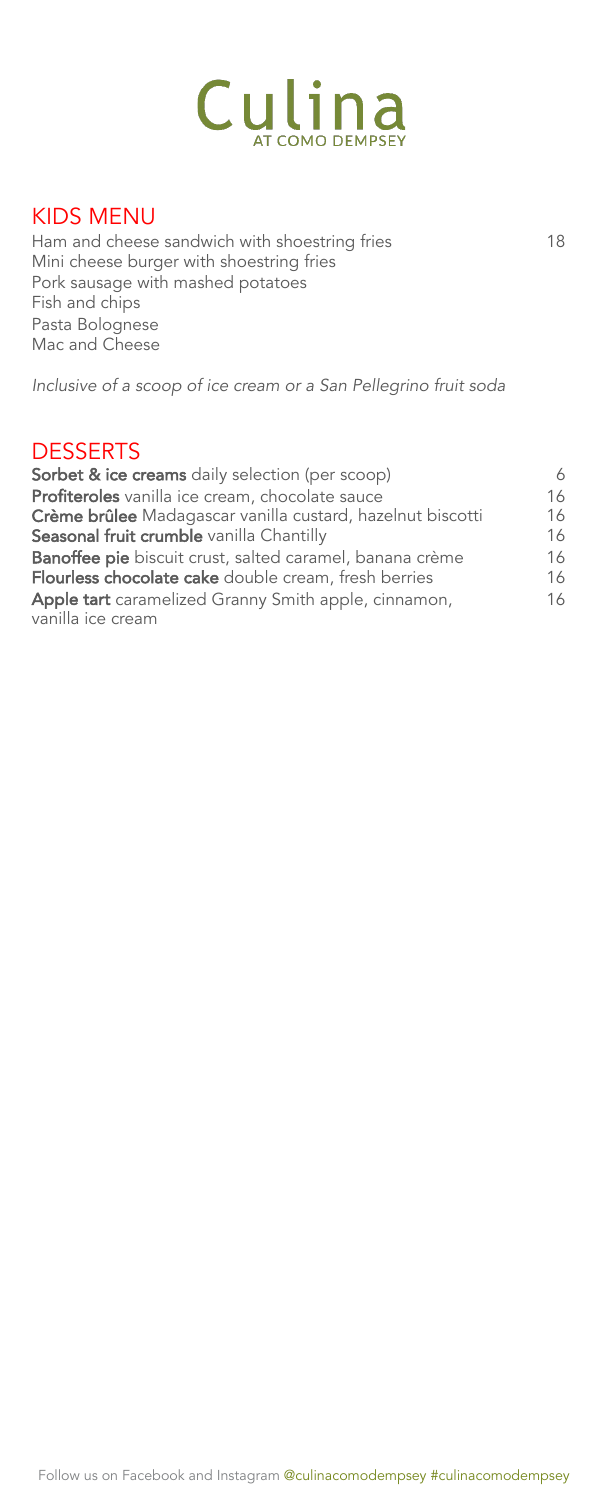# Culina

AT COMO DEMPSEY

## KIDS MENU

| | |
|---|---|
| Ham and cheese sandwich with shoestring fries | 18 |
| Mini cheese burger with shoestring fries | |
| Pork sausage with mashed potatoes | |
| Fish and chips | |
| Pasta Bolognese | |
| Mac and Cheese | |

*Inclusive of a scoop of ice cream or a San Pellegrino fruit soda*

## DESSERTS

| | |
|---|---|
| **Sorbet & ice creams** daily selection (per scoop) | 6 |
| **Profiteroles** vanilla ice cream, chocolate sauce | 16 |
| **Crème brûlee** Madagascar vanilla custard, hazelnut biscotti | 16 |
| **Seasonal fruit crumble** vanilla Chantilly | 16 |
| **Banoffee pie** biscuit crust, salted caramel, banana crème | 16 |
| **Flourless chocolate cake** double cream, fresh berries | 16 |
| **Apple tart** caramelized Granny Smith apple, cinnamon, vanilla ice cream | 16 |

Follow us on Facebook and Instagram @culinacomodempsey #culinacomodempsey